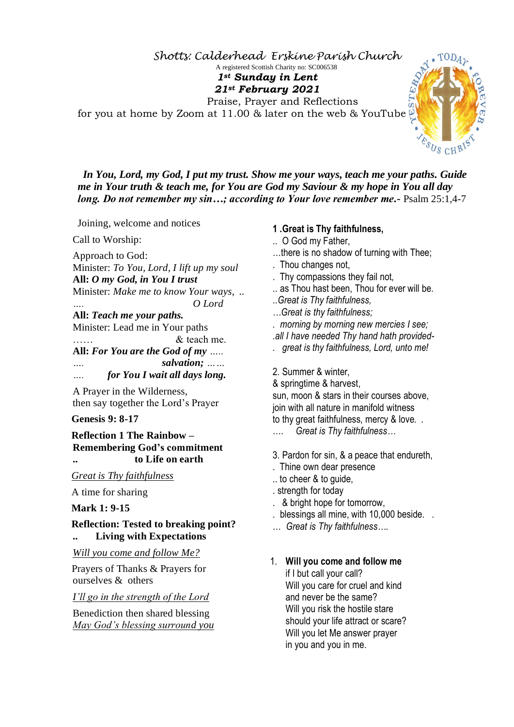# Shotts: Calderhead Erskine Parish Church

A registered Scottish Charity no: SC006538

***1st Sunday in Lent***
***21st February 2021***

Praise, Prayer and Reflections
for you at home by Zoom at 11.00 & later on the web & YouTube

***In You, Lord, my God, I put my trust. Show me your ways, teach me your paths. Guide me in Your truth & teach me, for You are God my Saviour & my hope in You all day long. Do not remember my sin…; according to Your love remember me.*** - Psalm 25:1,4-7

Joining, welcome and notices

Call to Worship:

Approach to God:
Minister: *To You, Lord, I lift up my soul*
**All: *O my God, in You I trust***
Minister: *Make me to know Your ways, O Lord*
**All: *Teach me your paths.***
Minister: Lead me in Your paths & teach me.
**All: *For You are the God of my salvation; for You I wait all days long.***

A Prayer in the Wilderness,
then say together the Lord's Prayer

**Genesis 9: 8-17**

**Reflection 1 The Rainbow – Remembering God's commitment to Life on earth**

*Great is Thy faithfulness*

A time for sharing

**Mark 1: 9-15**

**Reflection: Tested to breaking point? Living with Expectations**

*Will you come and follow Me?*

Prayers of Thanks & Prayers for ourselves & others

*I'll go in the strength of the Lord*

Benediction then shared blessing
*May God's blessing surround you*

**1 .Great is Thy faithfulness,**
O God my Father,
there is no shadow of turning with Thee;
Thou changes not,
Thy compassions they fail not,
as Thou hast been, Thou for ever will be.
*Great is Thy faithfulness,*
*Great is thy faithfulness;*
*morning by morning new mercies I see;*
*all I have needed Thy hand hath provided-*
*great is thy faithfulness, Lord, unto me!*

2. Summer & winter,
& springtime & harvest,
sun, moon & stars in their courses above,
join with all nature in manifold witness
to thy great faithfulness, mercy & love.
*Great is Thy faithfulness…*

3. Pardon for sin, & a peace that endureth,
Thine own dear presence
to cheer & to guide,
strength for today
& bright hope for tomorrow,
blessings all mine, with 10,000 beside.
*Great is Thy faithfulness….*

1. **Will you come and follow me**
   if I but call your call?
   Will you care for cruel and kind
   and never be the same?
   Will you risk the hostile stare
   should your life attract or scare?
   Will you let Me answer prayer
   in you and you in me.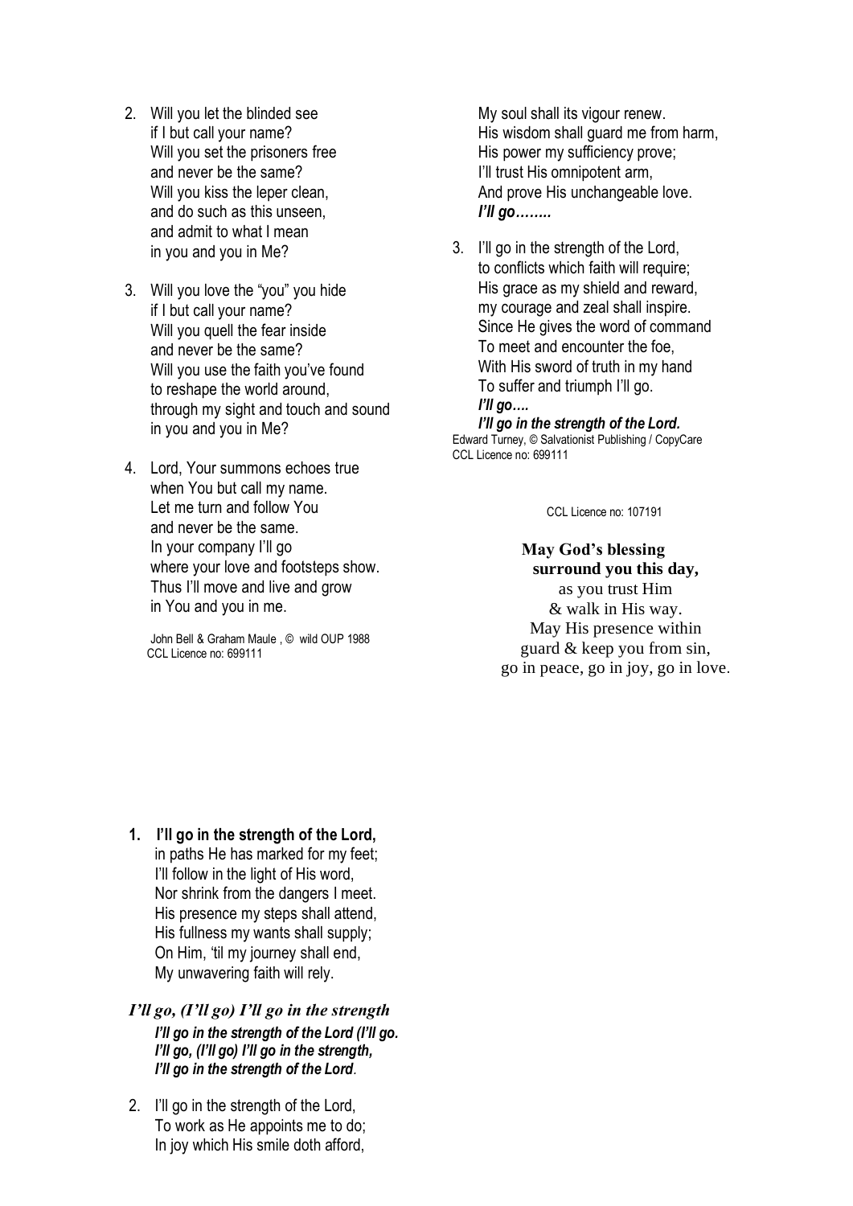2. Will you let the blinded see
   if I but call your name?
   Will you set the prisoners free
   and never be the same?
   Will you kiss the leper clean,
   and do such as this unseen,
   and admit to what I mean
   in you and you in Me?

3. Will you love the "you" you hide
   if I but call your name?
   Will you quell the fear inside
   and never be the same?
   Will you use the faith you've found
   to reshape the world around,
   through my sight and touch and sound
   in you and you in Me?

4. Lord, Your summons echoes true
   when You but call my name.
   Let me turn and follow You
   and never be the same.
   In your company I'll go
   where your love and footsteps show.
   Thus I'll move and live and grow
   in You and you in me.

John Bell & Graham Maule , © wild OUP 1988
CCL Licence no: 699111

1. **I'll go in the strength of the Lord,**
   in paths He has marked for my feet;
   I'll follow in the light of His word,
   Nor shrink from the dangers I meet.
   His presence my steps shall attend,
   His fullness my wants shall supply;
   On Him, 'til my journey shall end,
   My unwavering faith will rely.

***I'll go, (I'll go) I'll go in the strength***
***I'll go in the strength of the Lord (I'll go.***
***I'll go, (I'll go) I'll go in the strength,***
***I'll go in the strength of the Lord.***

2. I'll go in the strength of the Lord,
   To work as He appoints me to do;
   In joy which His smile doth afford,
   My soul shall its vigour renew.
   His wisdom shall guard me from harm,
   His power my sufficiency prove;
   I'll trust His omnipotent arm,
   And prove His unchangeable love.
   ***I'll go……..***

3. I'll go in the strength of the Lord,
   to conflicts which faith will require;
   His grace as my shield and reward,
   my courage and zeal shall inspire.
   Since He gives the word of command
   To meet and encounter the foe,
   With His sword of truth in my hand
   To suffer and triumph I'll go.
   ***I'll go….***
   ***I'll go in the strength of the Lord.***

Edward Turney, © Salvationist Publishing / CopyCare
CCL Licence no: 699111

CCL Licence no: 107191

**May God's blessing**
**surround you this day,**
as you trust Him
& walk in His way.
May His presence within
guard & keep you from sin,
go in peace, go in joy, go in love.